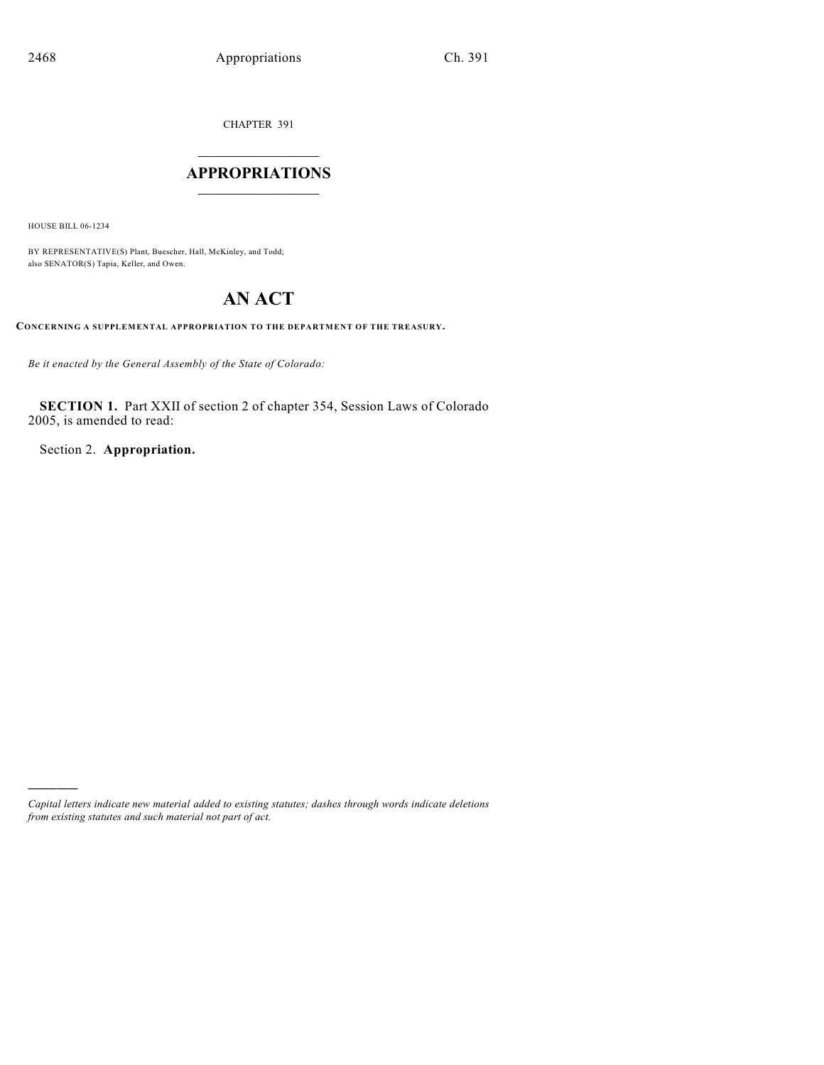CHAPTER 391

# APPROPRIATIONS

HOUSE BILL 06-1234

BY REPRESENTATIVE(S) Plant, Buescher, Hall, McKinley, and Todd;
also SENATOR(S) Tapia, Keller, and Owen.

# AN ACT

**CONCERNING A SUPPLEMENTAL APPROPRIATION TO THE DEPARTMENT OF THE TREASURY.**

*Be it enacted by the General Assembly of the State of Colorado:*

**SECTION 1.** Part XXII of section 2 of chapter 354, Session Laws of Colorado 2005, is amended to read:

Section 2. **Appropriation.**

---

*Capital letters indicate new material added to existing statutes; dashes through words indicate deletions from existing statutes and such material not part of act.*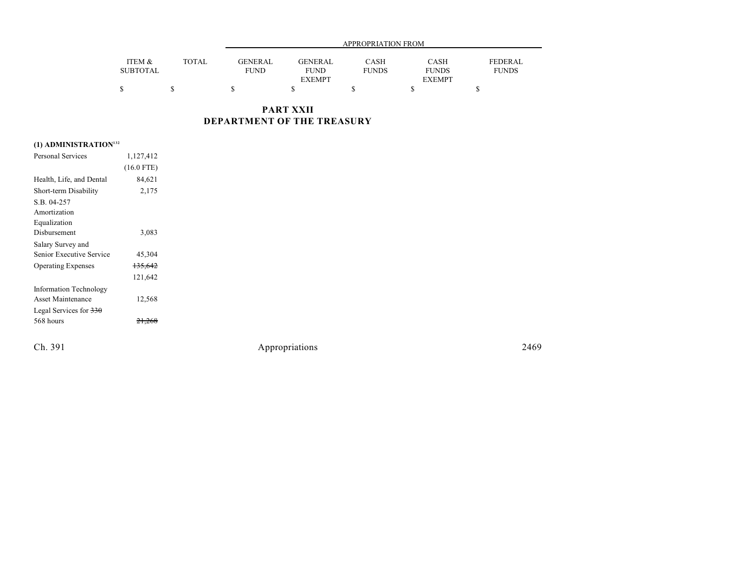| | ITEM & SUBTOTAL | TOTAL | APPROPRIATION FROM GENERAL FUND | GENERAL FUND EXEMPT | CASH FUNDS | CASH FUNDS EXEMPT | FEDERAL FUNDS |
|---|---|---|---|---|---|---|---|
| | $ | $ | $ | $ | $ | $ | $ |

## PART XXII
## DEPARTMENT OF THE TREASURY

**(1) ADMINISTRATION**[132]

| | ITEM & SUBTOTAL | TOTAL | GENERAL FUND | GENERAL FUND EXEMPT | CASH FUNDS | CASH FUNDS EXEMPT | FEDERAL FUNDS |
|---|---|---|---|---|---|---|---|
| Personal Services | 1,127,412 | | | | | | |
| | (16.0 FTE) | | | | | | |
| Health, Life, and Dental | 84,621 | | | | | | |
| Short-term Disability | 2,175 | | | | | | |
| S.B. 04-257 Amortization Equalization Disbursement | 3,083 | | | | | | |
| Salary Survey and Senior Executive Service | 45,304 | | | | | | |
| Operating Expenses | ~~135,642~~ | | | | | | |
| | 121,642 | | | | | | |
| Information Technology Asset Maintenance | 12,568 | | | | | | |
| Legal Services for ~~330~~ 568 hours | ~~21,268~~ | | | | | | |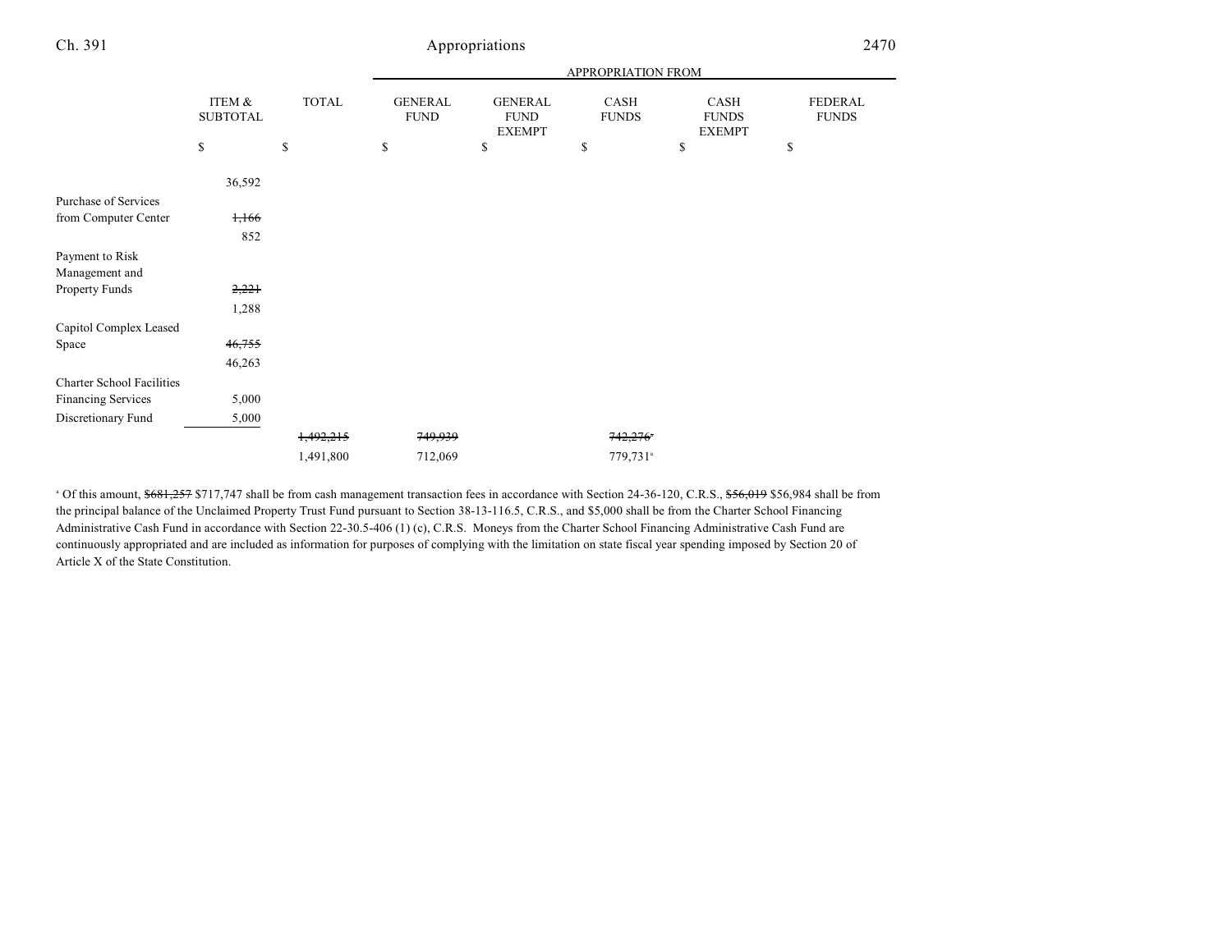| | ITEM & SUBTOTAL | TOTAL | GENERAL FUND | GENERAL FUND EXEMPT | CASH FUNDS | CASH FUNDS EXEMPT | FEDERAL FUNDS |
|---|---|---|---|---|---|---|---|
| | | | APPROPRIATION FROM | | | | |
| | $ | $ | $ | $ | $ | $ | $ |
| | 36,592 | | | | | | |
| Purchase of Services from Computer Center | ~~1,166~~ | | | | | | |
| | 852 | | | | | | |
| Payment to Risk Management and Property Funds | ~~2,221~~ | | | | | | |
| | 1,288 | | | | | | |
| Capitol Complex Leased Space | ~~46,755~~ | | | | | | |
| | 46,263 | | | | | | |
| Charter School Facilities Financing Services | 5,000 | | | | | | |
| Discretionary Fund | 5,000 | | | | | | |
| | | ~~1,492,215~~ | ~~749,939~~ | | ~~742,276~~[a] | | |
| | | 1,491,800 | 712,069 | | 779,731[a] | | |

[a] Of this amount, ~~$681,257~~ $717,747 shall be from cash management transaction fees in accordance with Section 24-36-120, C.R.S., ~~$56,019~~ $56,984 shall be from the principal balance of the Unclaimed Property Trust Fund pursuant to Section 38-13-116.5, C.R.S., and $5,000 shall be from the Charter School Financing Administrative Cash Fund in accordance with Section 22-30.5-406 (1) (c), C.R.S. Moneys from the Charter School Financing Administrative Cash Fund are continuously appropriated and are included as information for purposes of complying with the limitation on state fiscal year spending imposed by Section 20 of Article X of the State Constitution.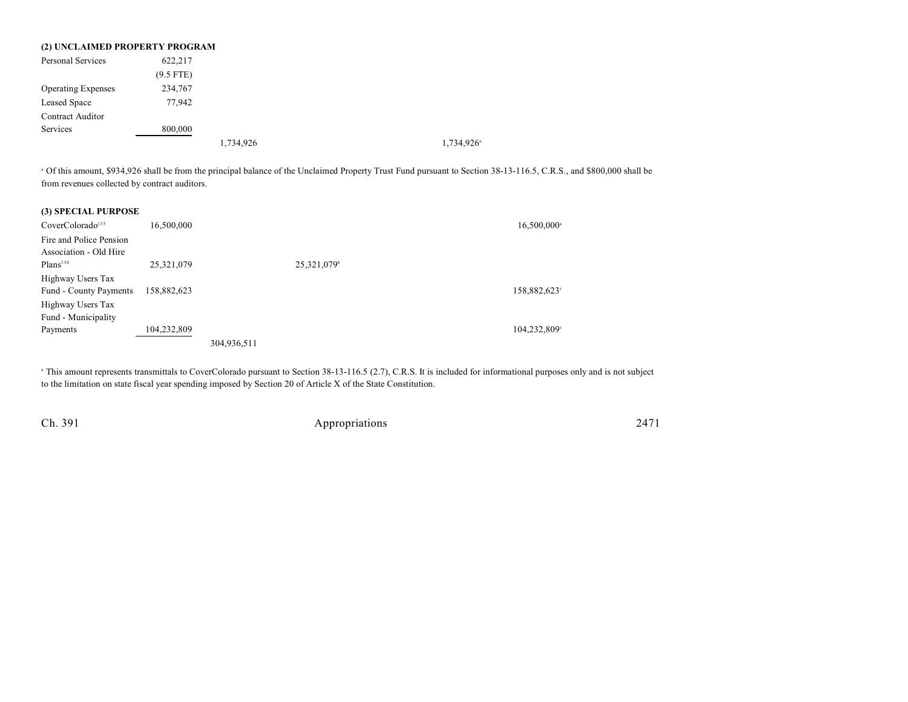## (2) UNCLAIMED PROPERTY PROGRAM

| | | | | | |
|---|---|---|---|---|---|
| Personal Services | 622,217 | | | | |
| | (9.5 FTE) | | | | |
| Operating Expenses | 234,767 | | | | |
| Leased Space | 77,942 | | | | |
| Contract Auditor Services | 800,000 | | | | |
| | | 1,734,926 | | 1,734,926[a] | |

[a] Of this amount, $934,926 shall be from the principal balance of the Unclaimed Property Trust Fund pursuant to Section 38-13-116.5, C.R.S., and $800,000 shall be from revenues collected by contract auditors.

## (3) SPECIAL PURPOSE

| | | | | | |
|---|---|---|---|---|---|
| CoverColorado[133] | 16,500,000 | | | | 16,500,000[a] |
| Fire and Police Pension Association - Old Hire Plans[134] | 25,321,079 | | 25,321,079[b] | | |
| Highway Users Tax Fund - County Payments | 158,882,623 | | | | 158,882,623[c] |
| Highway Users Tax Fund - Municipality Payments | 104,232,809 | | | | 104,232,809[c] |
| | | 304,936,511 | | | |

[a] This amount represents transmittals to CoverColorado pursuant to Section 38-13-116.5 (2.7), C.R.S. It is included for informational purposes only and is not subject to the limitation on state fiscal year spending imposed by Section 20 of Article X of the State Constitution.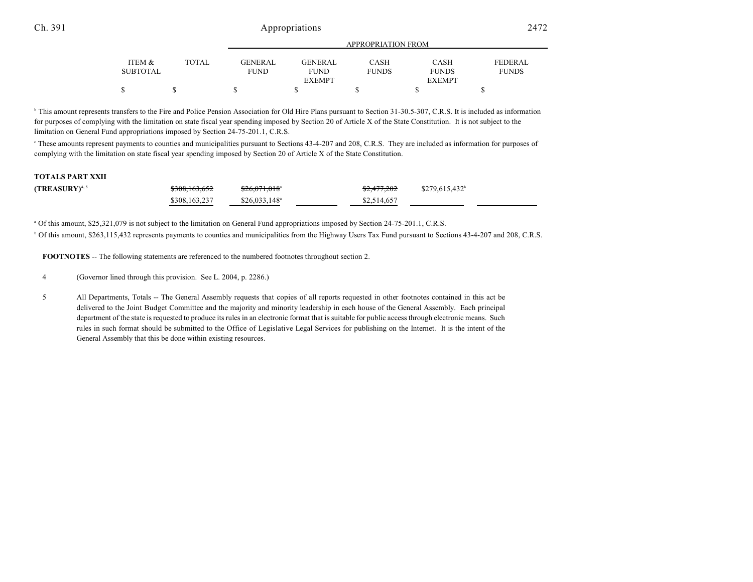| | ITEM & SUBTOTAL | TOTAL | APPROPRIATION FROM GENERAL FUND | GENERAL FUND EXEMPT | CASH FUNDS | CASH FUNDS EXEMPT | FEDERAL FUNDS |
|---|---|---|---|---|---|---|---|
| | $ | $ | $ | $ | $ | $ | $ |

[b] This amount represents transfers to the Fire and Police Pension Association for Old Hire Plans pursuant to Section 31-30.5-307, C.R.S. It is included as information for purposes of complying with the limitation on state fiscal year spending imposed by Section 20 of Article X of the State Constitution. It is not subject to the limitation on General Fund appropriations imposed by Section 24-75-201.1, C.R.S.

[c] These amounts represent payments to counties and municipalities pursuant to Sections 43-4-207 and 208, C.R.S. They are included as information for purposes of complying with the limitation on state fiscal year spending imposed by Section 20 of Article X of the State Constitution.

**TOTALS PART XXII**

| | ITEM & SUBTOTAL | TOTAL | GENERAL FUND | GENERAL FUND EXEMPT | CASH FUNDS | CASH FUNDS EXEMPT | FEDERAL FUNDS |
|---|---|---|---|---|---|---|---|
| **(TREASURY)**[4, 5] | | ~~$308,163,652~~ | ~~$26,071,018~~[a] | | ~~$2,477,202~~ | $279,615,432[b] | |
| | | $308,163,237 | $26,033,148[a] | | $2,514,657 | | |

[a] Of this amount, $25,321,079 is not subject to the limitation on General Fund appropriations imposed by Section 24-75-201.1, C.R.S.

[b] Of this amount, $263,115,432 represents payments to counties and municipalities from the Highway Users Tax Fund pursuant to Sections 43-4-207 and 208, C.R.S.

**FOOTNOTES** -- The following statements are referenced to the numbered footnotes throughout section 2.

4 (Governor lined through this provision. See L. 2004, p. 2286.)

5 All Departments, Totals -- The General Assembly requests that copies of all reports requested in other footnotes contained in this act be delivered to the Joint Budget Committee and the majority and minority leadership in each house of the General Assembly. Each principal department of the state is requested to produce its rules in an electronic format that is suitable for public access through electronic means. Such rules in such format should be submitted to the Office of Legislative Legal Services for publishing on the Internet. It is the intent of the General Assembly that this be done within existing resources.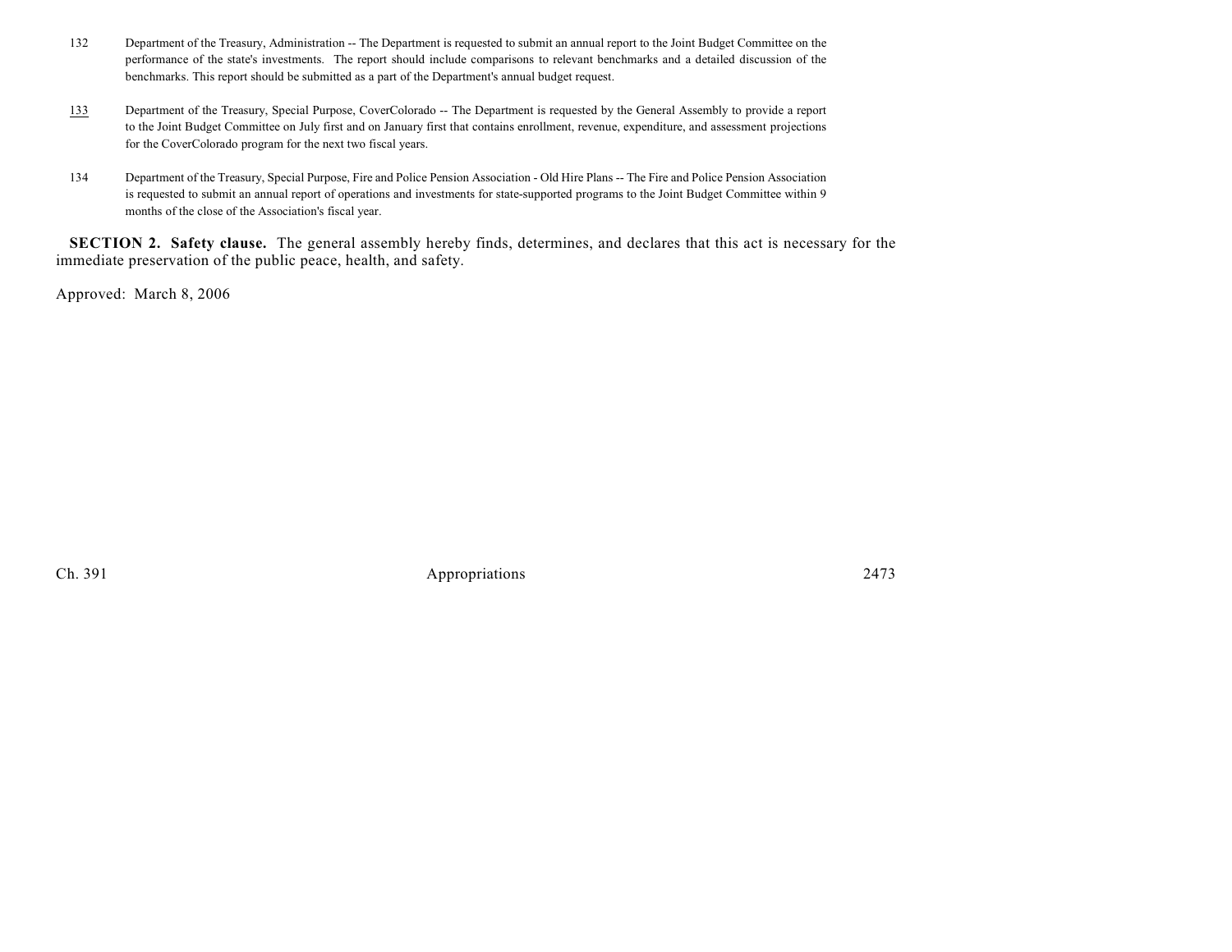132 Department of the Treasury, Administration -- The Department is requested to submit an annual report to the Joint Budget Committee on the performance of the state's investments. The report should include comparisons to relevant benchmarks and a detailed discussion of the benchmarks. This report should be submitted as a part of the Department's annual budget request.

133 Department of the Treasury, Special Purpose, CoverColorado -- The Department is requested by the General Assembly to provide a report to the Joint Budget Committee on July first and on January first that contains enrollment, revenue, expenditure, and assessment projections for the CoverColorado program for the next two fiscal years.

134 Department of the Treasury, Special Purpose, Fire and Police Pension Association - Old Hire Plans -- The Fire and Police Pension Association is requested to submit an annual report of operations and investments for state-supported programs to the Joint Budget Committee within 9 months of the close of the Association's fiscal year.

**SECTION 2. Safety clause.** The general assembly hereby finds, determines, and declares that this act is necessary for the immediate preservation of the public peace, health, and safety.

Approved: March 8, 2006